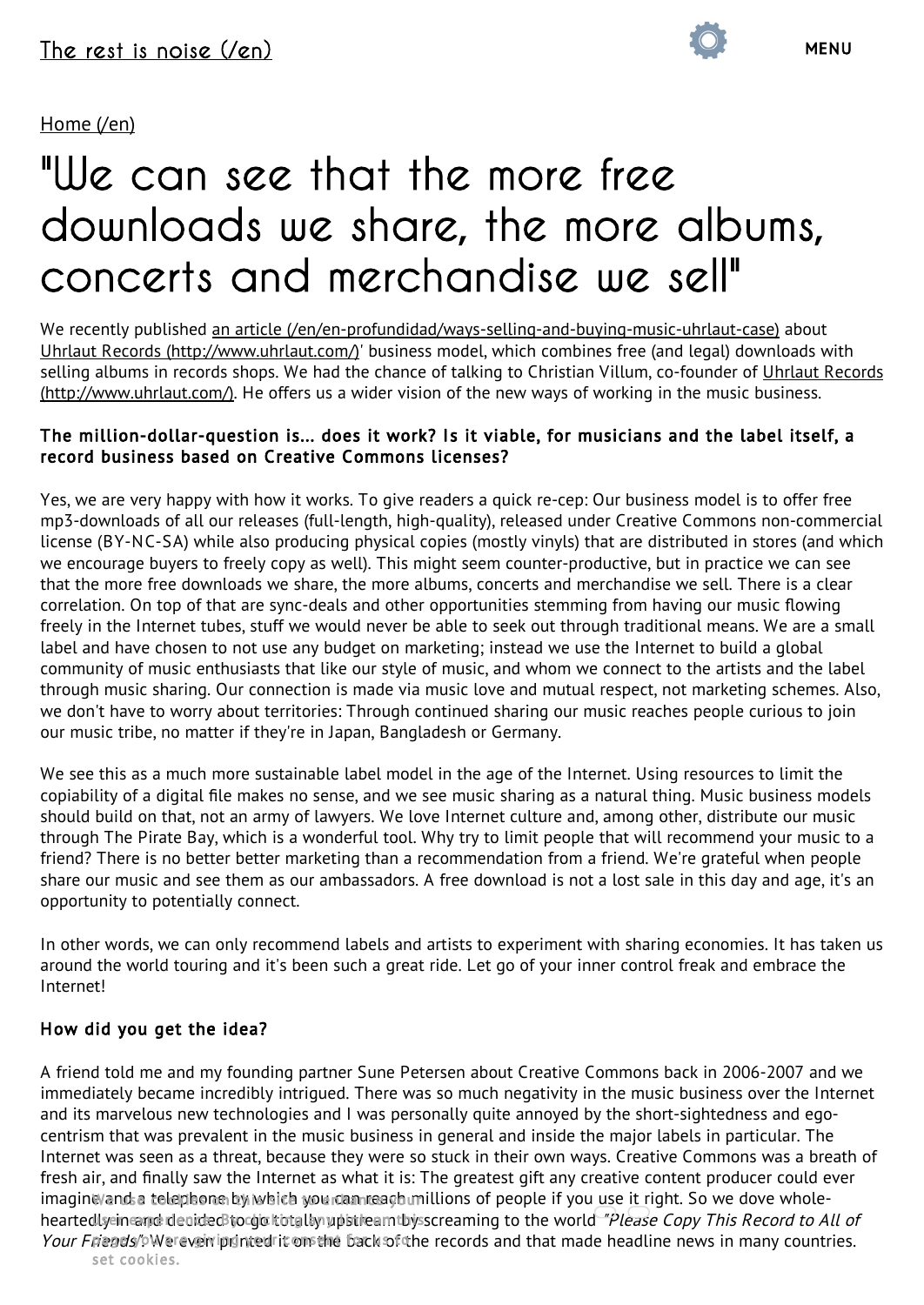The rest is noise (/en)

MENU

Home (/en)

# "We can see that the more free downloads we share, the more albums, concerts and merchandise we sell"

We recently published an article (/en/en-profundidad/ways-selling-and-buying-music-uhrlaut-case) about Uhrlaut Records (http://www.uhrlaut.com/)' business model, which combines free (and legal) downloads with selling albums in records shops. We had the chance of talking to Christian Villum, co-founder of Uhrlaut Records (http://www.uhrlaut.com/). He offers us a wider vision of the new ways of working in the music business.

### The million-dollar-question is... does it work? Is it viable, for musicians and the label itself, a record business based on Creative Commons licenses?

Yes, we are very happy with how it works. To give readers a quick re-cep: Our business model is to offer free mp3-downloads of all our releases (full-length, high-quality), released under Creative Commons non-commercial license (BY-NC-SA) while also producing physical copies (mostly vinyls) that are distributed in stores (and which we encourage buyers to freely copy as well). This might seem counter-productive, but in practice we can see that the more free downloads we share, the more albums, concerts and merchandise we sell. There is a clear correlation. On top of that are sync-deals and other opportunities stemming from having our music flowing freely in the Internet tubes, stuff we would never be able to seek out through traditional means. We are a small label and have chosen to not use any budget on marketing; instead we use the Internet to build a global community of music enthusiasts that like our style of music, and whom we connect to the artists and the label through music sharing. Our connection is made via music love and mutual respect, not marketing schemes. Also, we don't have to worry about territories: Through continued sharing our music reaches people curious to join our music tribe, no matter if they're in Japan, Bangladesh or Germany.

We see this as a much more sustainable label model in the age of the Internet. Using resources to limit the copiability of a digital file makes no sense, and we see music sharing as a natural thing. Music business models should build on that, not an army of lawyers. We love Internet culture and, among other, distribute our music through The Pirate Bay, which is a wonderful tool. Why try to limit people that will recommend your music to a friend? There is no better better marketing than a recommendation from a friend. We're grateful when people share our music and see them as our ambassadors. A free download is not a lost sale in this day and age, it's an opportunity to potentially connect.

In other words, we can only recommend labels and artists to experiment with sharing economies. It has taken us around the world touring and it's been such a great ride. Let go of your inner control freak and embrace the Internet!

### How did you get the idea?

A friend told me and my founding partner Sune Petersen about Creative Commons back in 2006-2007 and we immediately became incredibly intrigued. There was so much negativity in the music business over the Internet and its marvelous new technologies and I was personally quite annoyed by the short-sightedness and ego-centrism that was prevalent in the music business in general and inside the major labels in particular. The Internet was seen as a threat, because they were so stuck in their own ways. Creative Commons was a breath of fresh air, and finally saw the Internet as what it is: The greatest gift any creative content producer could ever imagine and a telephone by which you can reach millions of people if you use it right. So we dove whole-heartedly in and decided to go totally upstream by screaming to the world *"Please Copy This Record to All of Your Friends"*. We even printed it on the back of the records and that made headline news in many countries.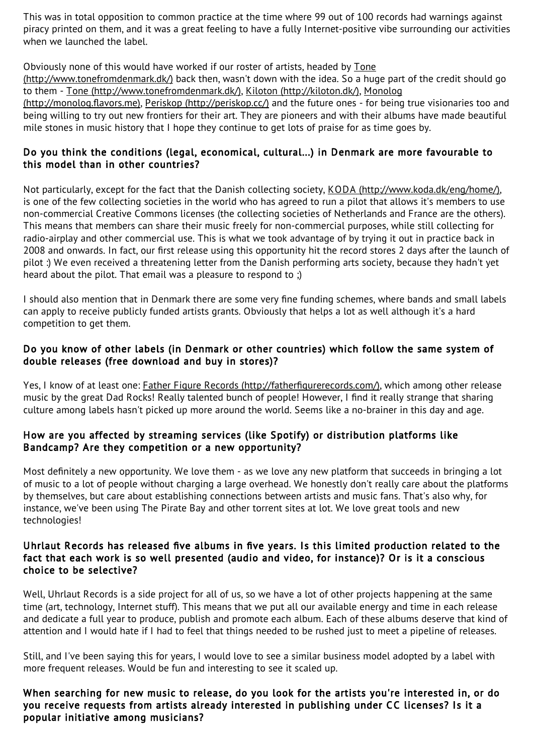This was in total opposition to common practice at the time where 99 out of 100 records had warnings against piracy printed on them, and it was a great feeling to have a fully Internet-positive vibe surrounding our activities when we launched the label.

Obviously none of this would have worked if our roster of artists, headed by Tone (http://www.tonefromdenmark.dk/) back then, wasn't down with the idea. So a huge part of the credit should go to them - Tone (http://www.tonefromdenmark.dk/), Kiloton (http://kiloton.dk/), Monolog (http://monolog.flavors.me), Periskop (http://periskop.cc/) and the future ones - for being true visionaries too and being willing to try out new frontiers for their art. They are pioneers and with their albums have made beautiful mile stones in music history that I hope they continue to get lots of praise for as time goes by.

### Do you think the conditions (legal, economical, cultural...) in Denmark are more favourable to this model than in other countries?

Not particularly, except for the fact that the Danish collecting society, KODA (http://www.koda.dk/eng/home/), is one of the few collecting societies in the world who has agreed to run a pilot that allows it's members to use non-commercial Creative Commons licenses (the collecting societies of Netherlands and France are the others). This means that members can share their music freely for non-commercial purposes, while still collecting for radio-airplay and other commercial use. This is what we took advantage of by trying it out in practice back in 2008 and onwards. In fact, our first release using this opportunity hit the record stores 2 days after the launch of pilot :) We even received a threatening letter from the Danish performing arts society, because they hadn't yet heard about the pilot. That email was a pleasure to respond to ;)

I should also mention that in Denmark there are some very fine funding schemes, where bands and small labels can apply to receive publicly funded artists grants. Obviously that helps a lot as well although it's a hard competition to get them.

### Do you know of other labels (in Denmark or other countries) which follow the same system of double releases (free download and buy in stores)?

Yes, I know of at least one: Father Figure Records (http://fatherfigurerecords.com/), which among other release music by the great Dad Rocks! Really talented bunch of people! However, I find it really strange that sharing culture among labels hasn't picked up more around the world. Seems like a no-brainer in this day and age.

### How are you affected by streaming services (like Spotify) or distribution platforms like Bandcamp? Are they competition or a new opportunity?

Most definitely a new opportunity. We love them - as we love any new platform that succeeds in bringing a lot of music to a lot of people without charging a large overhead. We honestly don't really care about the platforms by themselves, but care about establishing connections between artists and music fans. That's also why, for instance, we've been using The Pirate Bay and other torrent sites at lot. We love great tools and new technologies!

### Uhrlaut Records has released five albums in five years. Is this limited production related to the fact that each work is so well presented (audio and video, for instance)? Or is it a conscious choice to be selective?

Well, Uhrlaut Records is a side project for all of us, so we have a lot of other projects happening at the same time (art, technology, Internet stuff). This means that we put all our available energy and time in each release and dedicate a full year to produce, publish and promote each album. Each of these albums deserve that kind of attention and I would hate if I had to feel that things needed to be rushed just to meet a pipeline of releases.

Still, and I've been saying this for years, I would love to see a similar business model adopted by a label with more frequent releases. Would be fun and interesting to see it scaled up.

### When searching for new music to release, do you look for the artists you're interested in, or do you receive requests from artists already interested in publishing under CC licenses? Is it a popular initiative among musicians?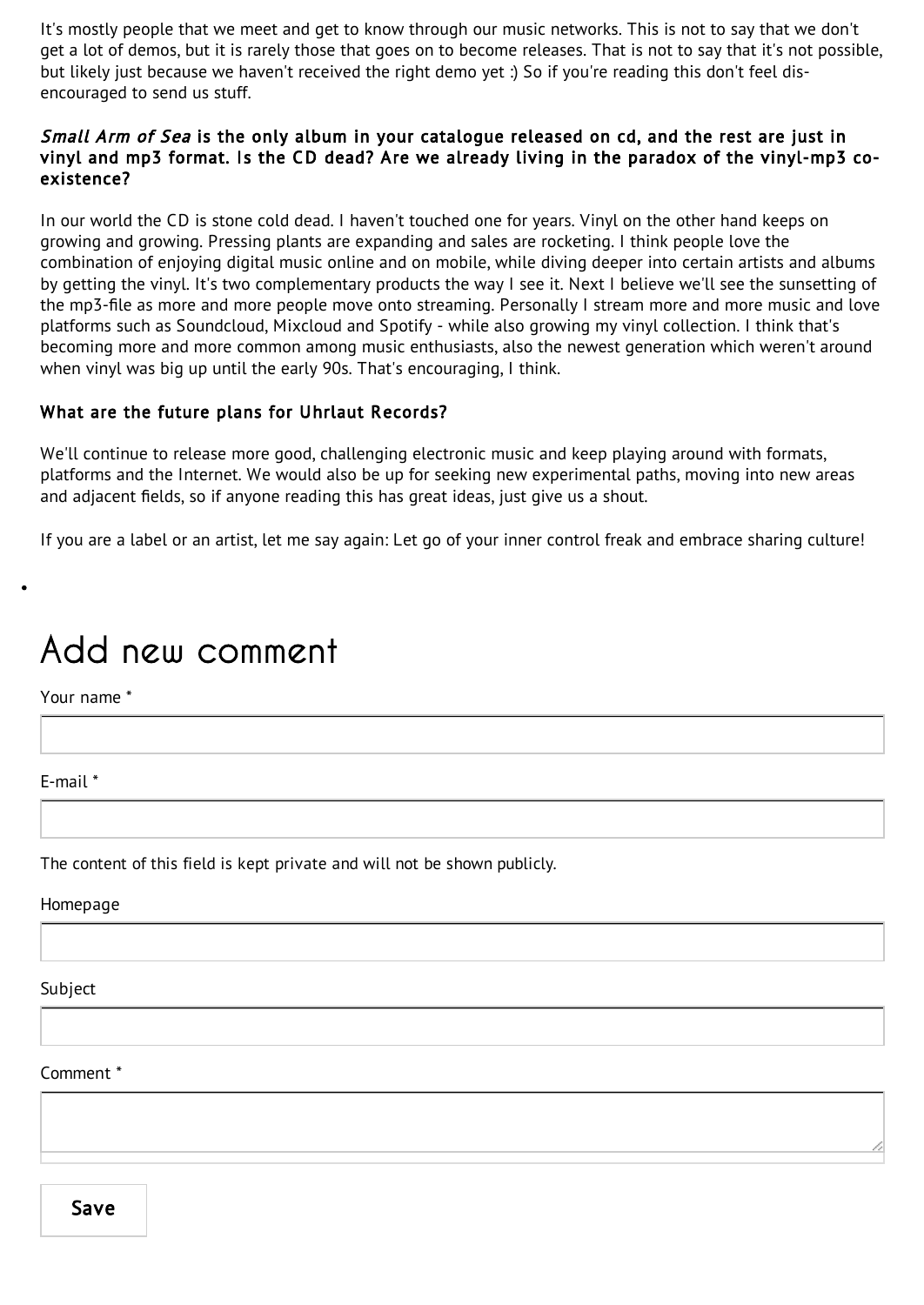It's mostly people that we meet and get to know through our music networks. This is not to say that we don't get a lot of demos, but it is rarely those that goes on to become releases. That is not to say that it's not possible, but likely just because we haven't received the right demo yet :) So if you're reading this don't feel dis-encouraged to send us stuff.

### *Small Arm of Sea* is the only album in your catalogue released on cd, and the rest are just in vinyl and mp3 format. Is the CD dead? Are we already living in the paradox of the vinyl-mp3 co-existence?

In our world the CD is stone cold dead. I haven't touched one for years. Vinyl on the other hand keeps on growing and growing. Pressing plants are expanding and sales are rocketing. I think people love the combination of enjoying digital music online and on mobile, while diving deeper into certain artists and albums by getting the vinyl. It's two complementary products the way I see it. Next I believe we'll see the sunsetting of the mp3-file as more and more people move onto streaming. Personally I stream more and more music and love platforms such as Soundcloud, Mixcloud and Spotify - while also growing my vinyl collection. I think that's becoming more and more common among music enthusiasts, also the newest generation which weren't around when vinyl was big up until the early 90s. That's encouraging, I think.

### What are the future plans for Uhrlaut Records?

We'll continue to release more good, challenging electronic music and keep playing around with formats, platforms and the Internet. We would also be up for seeking new experimental paths, moving into new areas and adjacent fields, so if anyone reading this has great ideas, just give us a shout.

If you are a label or an artist, let me say again: Let go of your inner control freak and embrace sharing culture!

# Add new comment

Your name *

E-mail *

The content of this field is kept private and will not be shown publicly.

Homepage

Subject

Comment *

Save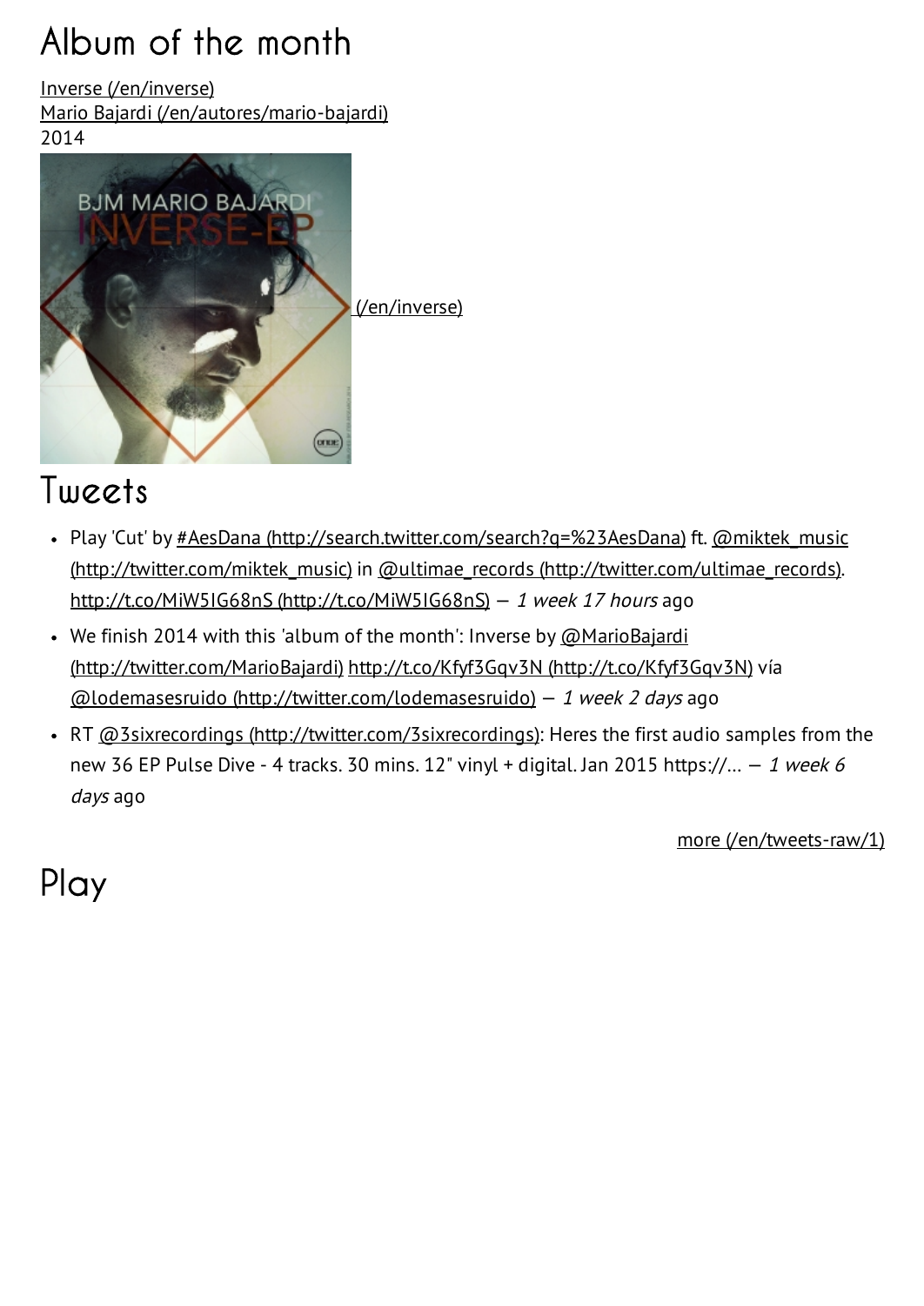# Album of the month

Inverse (/en/inverse)
Mario Bajardi (/en/autores/mario-bajardi)
2014

(/en/inverse)

# Tweets

- Play 'Cut' by #AesDana (http://search.twitter.com/search?q=%23AesDana) ft. @miktek_music (http://twitter.com/miktek_music) in @ultimae_records (http://twitter.com/ultimae_records). http://t.co/MiW5IG68nS (http://t.co/MiW5IG68nS) — *1 week 17 hours* ago
- We finish 2014 with this 'album of the month': Inverse by @MarioBajardi (http://twitter.com/MarioBajardi) http://t.co/Kfyf3Gqv3N (http://t.co/Kfyf3Gqv3N) vía @lodemasesruido (http://twitter.com/lodemasesruido) — *1 week 2 days* ago
- RT @3sixrecordings (http://twitter.com/3sixrecordings): Heres the first audio samples from the new 36 EP Pulse Dive - 4 tracks. 30 mins. 12" vinyl + digital. Jan 2015 https://... — *1 week 6 days* ago

more (/en/tweets-raw/1)

# Play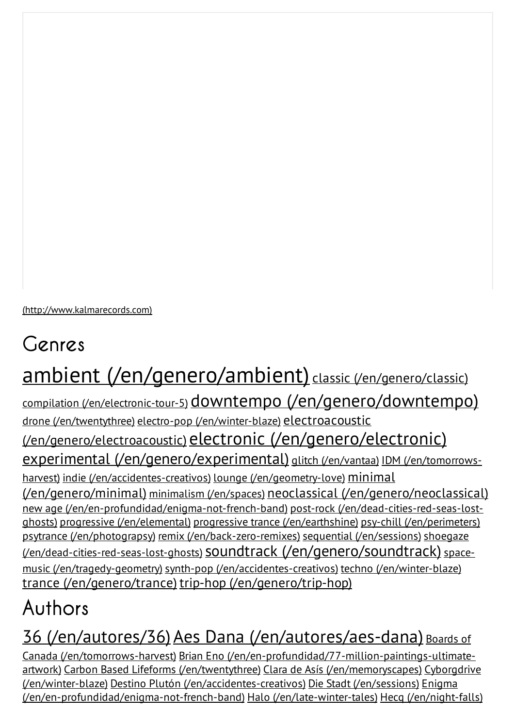(http://www.kalmarecords.com)

## Genres

ambient (/en/genero/ambient) classic (/en/genero/classic) compilation (/en/electronic-tour-5) downtempo (/en/genero/downtempo) drone (/en/twentythree) electro-pop (/en/winter-blaze) electroacoustic (/en/genero/electroacoustic) electronic (/en/genero/electronic) experimental (/en/genero/experimental) glitch (/en/vantaa) IDM (/en/tomorrows-harvest) indie (/en/accidentes-creativos) lounge (/en/geometry-love) minimal (/en/genero/minimal) minimalism (/en/spaces) neoclassical (/en/genero/neoclassical) new age (/en/en-profundidad/enigma-not-french-band) post-rock (/en/dead-cities-red-seas-lost-ghosts) progressive (/en/elemental) progressive trance (/en/earthshine) psy-chill (/en/perimeters) psytrance (/en/photograpsy) remix (/en/back-zero-remixes) sequential (/en/sessions) shoegaze (/en/dead-cities-red-seas-lost-ghosts) soundtrack (/en/genero/soundtrack) space-music (/en/tragedy-geometry) synth-pop (/en/accidentes-creativos) techno (/en/winter-blaze) trance (/en/genero/trance) trip-hop (/en/genero/trip-hop)

## Authors

36 (/en/autores/36) Aes Dana (/en/autores/aes-dana) Boards of Canada (/en/tomorrows-harvest) Brian Eno (/en/en-profundidad/77-million-paintings-ultimate-artwork) Carbon Based Lifeforms (/en/twentythree) Clara de Asís (/en/memoryscapes) Cyborgdrive (/en/winter-blaze) Destino Plutón (/en/accidentes-creativos) Die Stadt (/en/sessions) Enigma (/en/en-profundidad/enigma-not-french-band) Halo (/en/late-winter-tales) Hecq (/en/night-falls)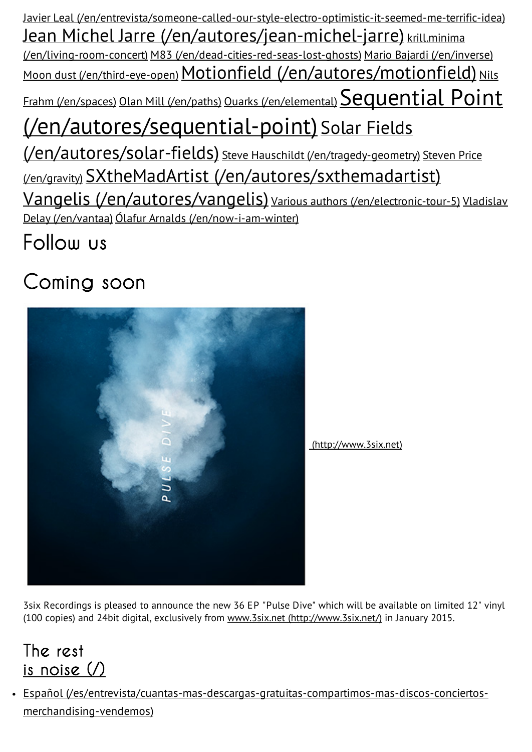Javier Leal (/en/entrevista/someone-called-our-style-electro-optimistic-it-seemed-me-terrific-idea) Jean Michel Jarre (/en/autores/jean-michel-jarre) krill.minima (/en/living-room-concert) M83 (/en/dead-cities-red-seas-lost-ghosts) Mario Bajardi (/en/inverse) Moon dust (/en/third-eye-open) Motionfield (/en/autores/motionfield) Nils Frahm (/en/spaces) Olan Mill (/en/paths) Quarks (/en/elemental) Sequential Point (/en/autores/sequential-point) Solar Fields (/en/autores/solar-fields) Steve Hauschildt (/en/tragedy-geometry) Steven Price (/en/gravity) SXtheMadArtist (/en/autores/sxthemadartist) Vangelis (/en/autores/vangelis) Various authors (/en/electronic-tour-5) Vladislav Delay (/en/vantaa) Ólafur Arnalds (/en/now-i-am-winter)

## Follow us

## Coming soon

(http://www.3six.net)

3six Recordings is pleased to announce the new 36 EP "Pulse Dive" which will be available on limited 12" vinyl (100 copies) and 24bit digital, exclusively from www.3six.net (http://www.3six.net/) in January 2015.

## The rest is noise (/)

- Español (/es/entrevista/cuantas-mas-descargas-gratuitas-compartimos-mas-discos-conciertos-merchandising-vendemos)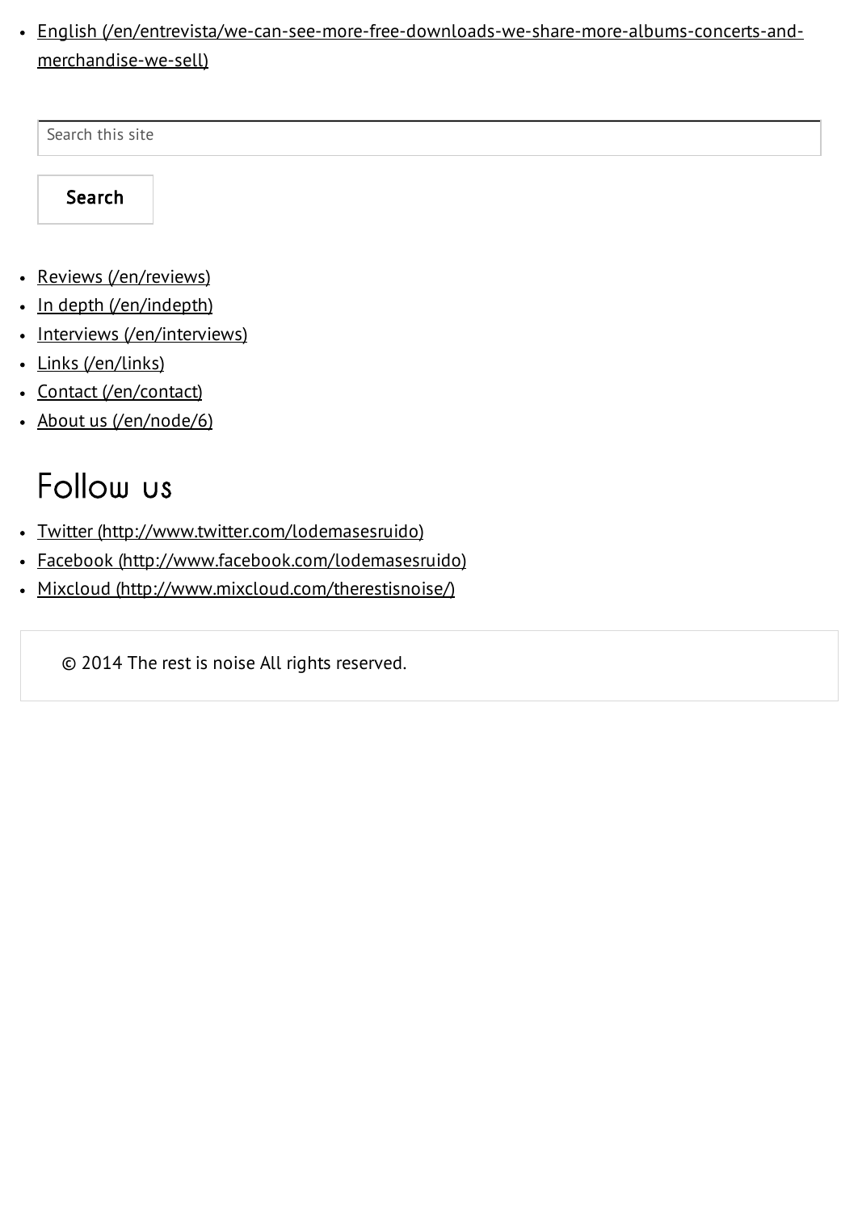- English (/en/entrevista/we-can-see-more-free-downloads-we-share-more-albums-concerts-and-merchandise-we-sell)

Search this site

Search

- Reviews (/en/reviews)
- In depth (/en/indepth)
- Interviews (/en/interviews)
- Links (/en/links)
- Contact (/en/contact)
- About us (/en/node/6)

## Follow us

- Twitter (http://www.twitter.com/lodemasesruido)
- Facebook (http://www.facebook.com/lodemasesruido)
- Mixcloud (http://www.mixcloud.com/therestisnoise/)

© 2014 The rest is noise All rights reserved.